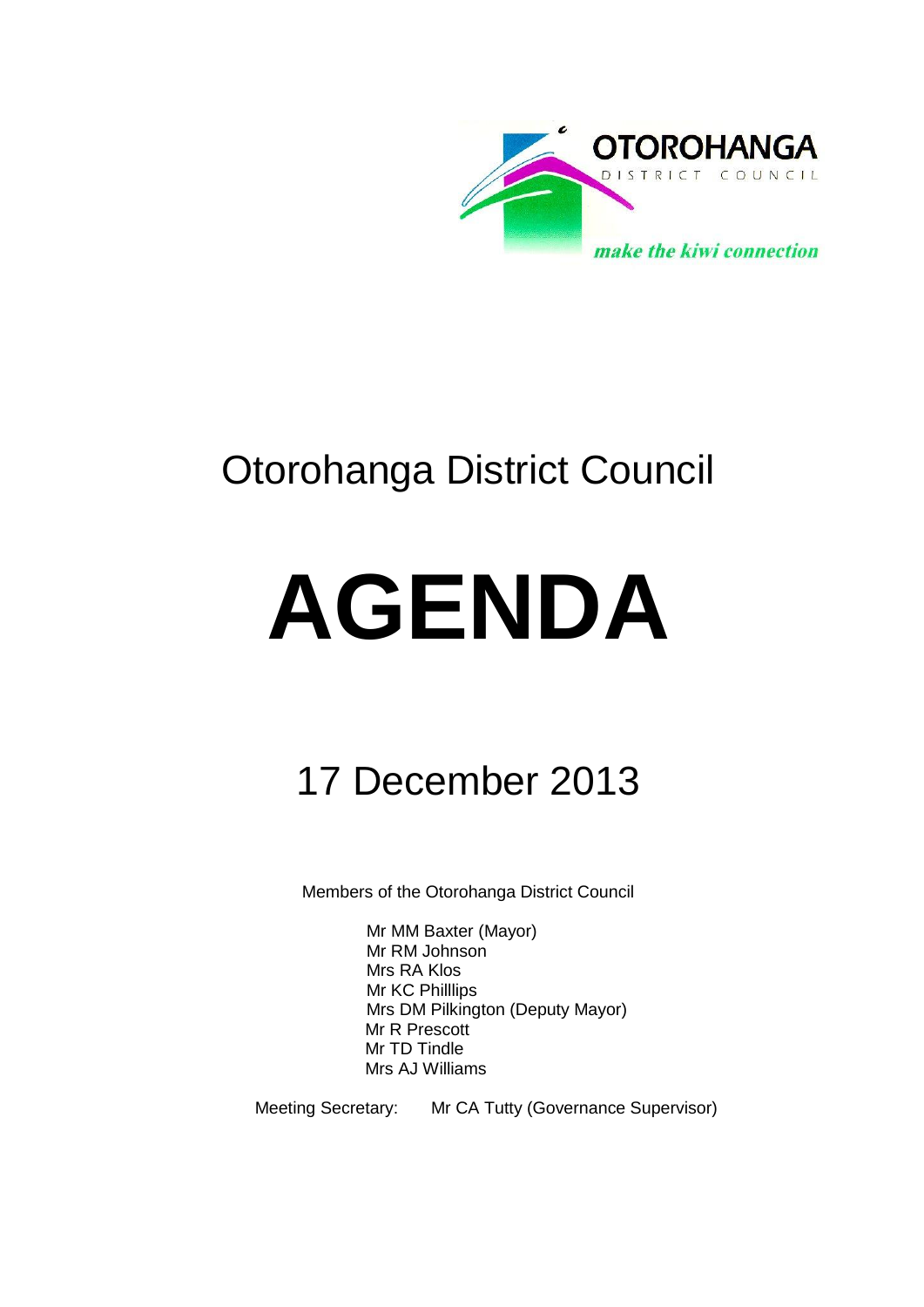OTOROHANGA DISTRICT COUNCIL

*make the kiwi connection*

# Otorohanga District Council

# AGENDA

## 17 December 2013

Members of the Otorohanga District Council

Mr MM Baxter (Mayor)
Mr RM Johnson
Mrs RA Klos
Mr KC Philllips
Mrs DM Pilkington (Deputy Mayor)
Mr R Prescott
Mr TD Tindle
Mrs AJ Williams

Meeting Secretary: Mr CA Tutty (Governance Supervisor)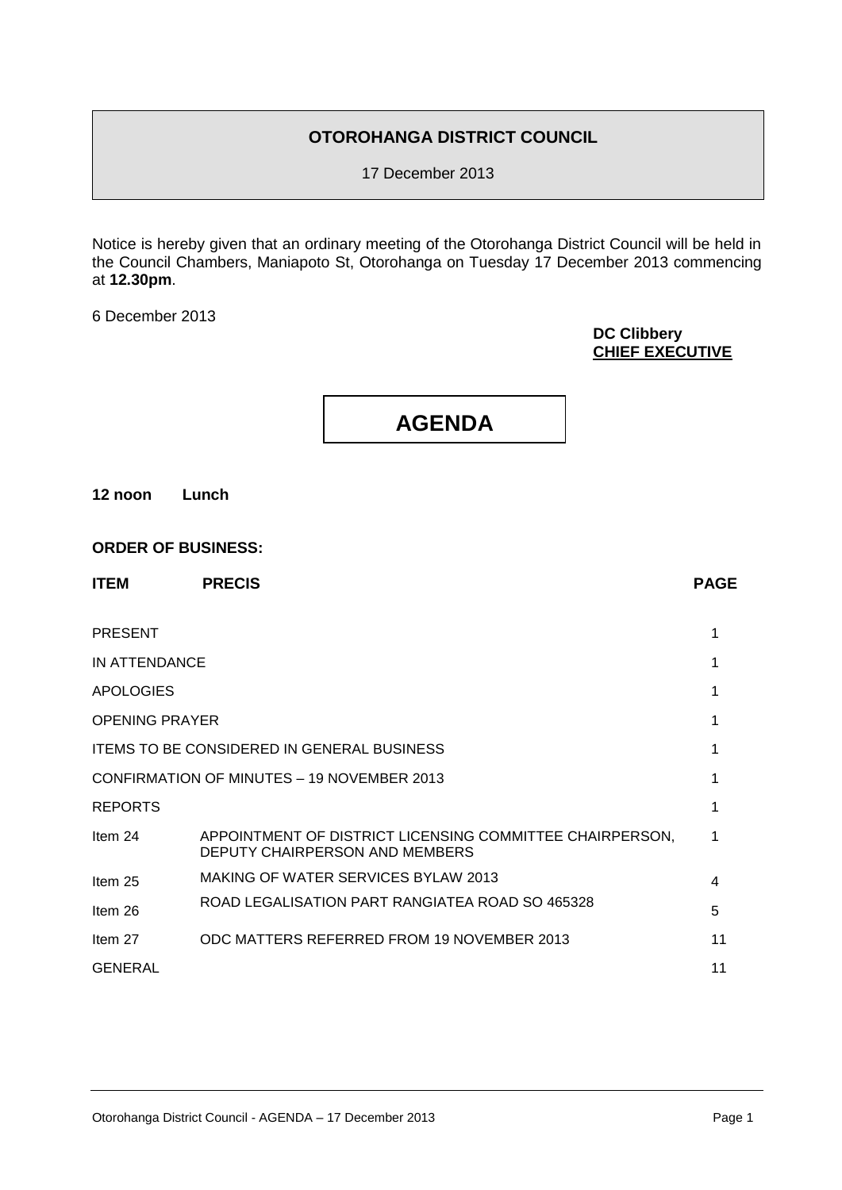**OTOROHANGA DISTRICT COUNCIL**

17 December 2013

Notice is hereby given that an ordinary meeting of the Otorohanga District Council will be held in the Council Chambers, Maniapoto St, Otorohanga on Tuesday 17 December 2013 commencing at **12.30pm**.

6 December 2013

**DC Clibbery**
**CHIEF EXECUTIVE**

# AGENDA

**12 noon Lunch**

**ORDER OF BUSINESS:**

| **ITEM** | **PRECIS** | **PAGE** |
|---|---|---|
| PRESENT | | 1 |
| IN ATTENDANCE | | 1 |
| APOLOGIES | | 1 |
| OPENING PRAYER | | 1 |
| ITEMS TO BE CONSIDERED IN GENERAL BUSINESS | | 1 |
| CONFIRMATION OF MINUTES – 19 NOVEMBER 2013 | | 1 |
| REPORTS | | 1 |
| Item 24 | APPOINTMENT OF DISTRICT LICENSING COMMITTEE CHAIRPERSON, DEPUTY CHAIRPERSON AND MEMBERS | 1 |
| Item 25 | MAKING OF WATER SERVICES BYLAW 2013 | 4 |
| Item 26 | ROAD LEGALISATION PART RANGIATEA ROAD SO 465328 | 5 |
| Item 27 | ODC MATTERS REFERRED FROM 19 NOVEMBER 2013 | 11 |
| GENERAL | | 11 |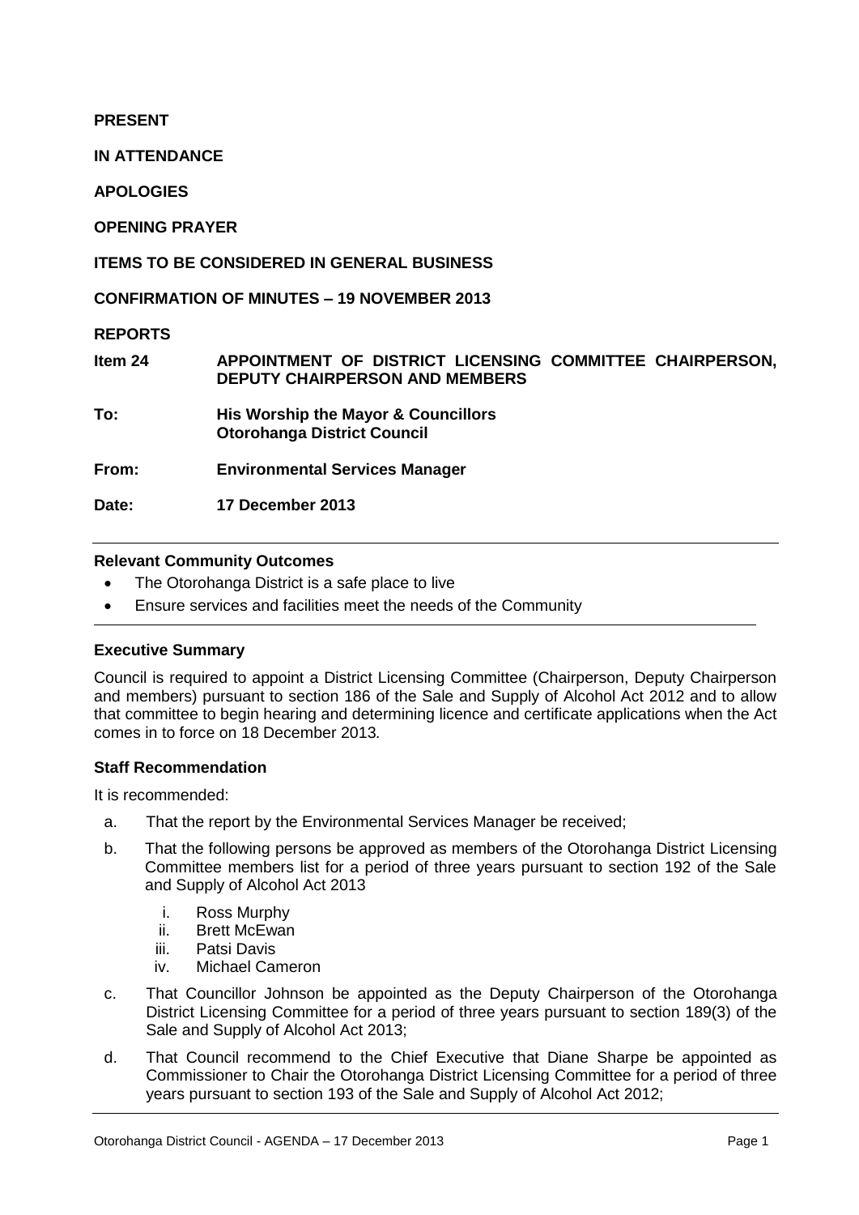**PRESENT**

**IN ATTENDANCE**

**APOLOGIES**

**OPENING PRAYER**

**ITEMS TO BE CONSIDERED IN GENERAL BUSINESS**

**CONFIRMATION OF MINUTES – 19 NOVEMBER 2013**

**REPORTS**

| | |
|---|---|
| **Item 24** | **APPOINTMENT OF DISTRICT LICENSING COMMITTEE CHAIRPERSON, DEPUTY CHAIRPERSON AND MEMBERS** |
| **To:** | **His Worship the Mayor & Councillors**<br>**Otorohanga District Council** |
| **From:** | **Environmental Services Manager** |
| **Date:** | **17 December 2013** |

---

**Relevant Community Outcomes**

- The Otorohanga District is a safe place to live
- Ensure services and facilities meet the needs of the Community

---

**Executive Summary**

Council is required to appoint a District Licensing Committee (Chairperson, Deputy Chairperson and members) pursuant to section 186 of the Sale and Supply of Alcohol Act 2012 and to allow that committee to begin hearing and determining licence and certificate applications when the Act comes in to force on 18 December 2013.

**Staff Recommendation**

It is recommended:

a. That the report by the Environmental Services Manager be received;

b. That the following persons be approved as members of the Otorohanga District Licensing Committee members list for a period of three years pursuant to section 192 of the Sale and Supply of Alcohol Act 2013

   i. Ross Murphy
   ii. Brett McEwan
   iii. Patsi Davis
   iv. Michael Cameron

c. That Councillor Johnson be appointed as the Deputy Chairperson of the Otorohanga District Licensing Committee for a period of three years pursuant to section 189(3) of the Sale and Supply of Alcohol Act 2013;

d. That Council recommend to the Chief Executive that Diane Sharpe be appointed as Commissioner to Chair the Otorohanga District Licensing Committee for a period of three years pursuant to section 193 of the Sale and Supply of Alcohol Act 2012;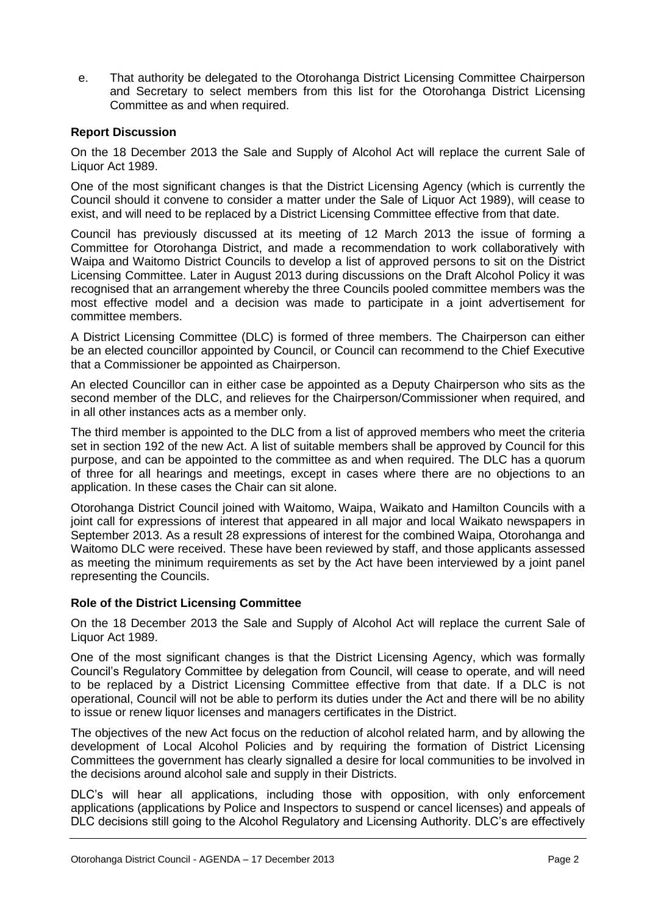e. That authority be delegated to the Otorohanga District Licensing Committee Chairperson and Secretary to select members from this list for the Otorohanga District Licensing Committee as and when required.

**Report Discussion**

On the 18 December 2013 the Sale and Supply of Alcohol Act will replace the current Sale of Liquor Act 1989.

One of the most significant changes is that the District Licensing Agency (which is currently the Council should it convene to consider a matter under the Sale of Liquor Act 1989), will cease to exist, and will need to be replaced by a District Licensing Committee effective from that date.

Council has previously discussed at its meeting of 12 March 2013 the issue of forming a Committee for Otorohanga District, and made a recommendation to work collaboratively with Waipa and Waitomo District Councils to develop a list of approved persons to sit on the District Licensing Committee. Later in August 2013 during discussions on the Draft Alcohol Policy it was recognised that an arrangement whereby the three Councils pooled committee members was the most effective model and a decision was made to participate in a joint advertisement for committee members.

A District Licensing Committee (DLC) is formed of three members. The Chairperson can either be an elected councillor appointed by Council, or Council can recommend to the Chief Executive that a Commissioner be appointed as Chairperson.

An elected Councillor can in either case be appointed as a Deputy Chairperson who sits as the second member of the DLC, and relieves for the Chairperson/Commissioner when required, and in all other instances acts as a member only.

The third member is appointed to the DLC from a list of approved members who meet the criteria set in section 192 of the new Act. A list of suitable members shall be approved by Council for this purpose, and can be appointed to the committee as and when required. The DLC has a quorum of three for all hearings and meetings, except in cases where there are no objections to an application. In these cases the Chair can sit alone.

Otorohanga District Council joined with Waitomo, Waipa, Waikato and Hamilton Councils with a joint call for expressions of interest that appeared in all major and local Waikato newspapers in September 2013. As a result 28 expressions of interest for the combined Waipa, Otorohanga and Waitomo DLC were received. These have been reviewed by staff, and those applicants assessed as meeting the minimum requirements as set by the Act have been interviewed by a joint panel representing the Councils.

**Role of the District Licensing Committee**

On the 18 December 2013 the Sale and Supply of Alcohol Act will replace the current Sale of Liquor Act 1989.

One of the most significant changes is that the District Licensing Agency, which was formally Council's Regulatory Committee by delegation from Council, will cease to operate, and will need to be replaced by a District Licensing Committee effective from that date. If a DLC is not operational, Council will not be able to perform its duties under the Act and there will be no ability to issue or renew liquor licenses and managers certificates in the District.

The objectives of the new Act focus on the reduction of alcohol related harm, and by allowing the development of Local Alcohol Policies and by requiring the formation of District Licensing Committees the government has clearly signalled a desire for local communities to be involved in the decisions around alcohol sale and supply in their Districts.

DLC's will hear all applications, including those with opposition, with only enforcement applications (applications by Police and Inspectors to suspend or cancel licenses) and appeals of DLC decisions still going to the Alcohol Regulatory and Licensing Authority. DLC's are effectively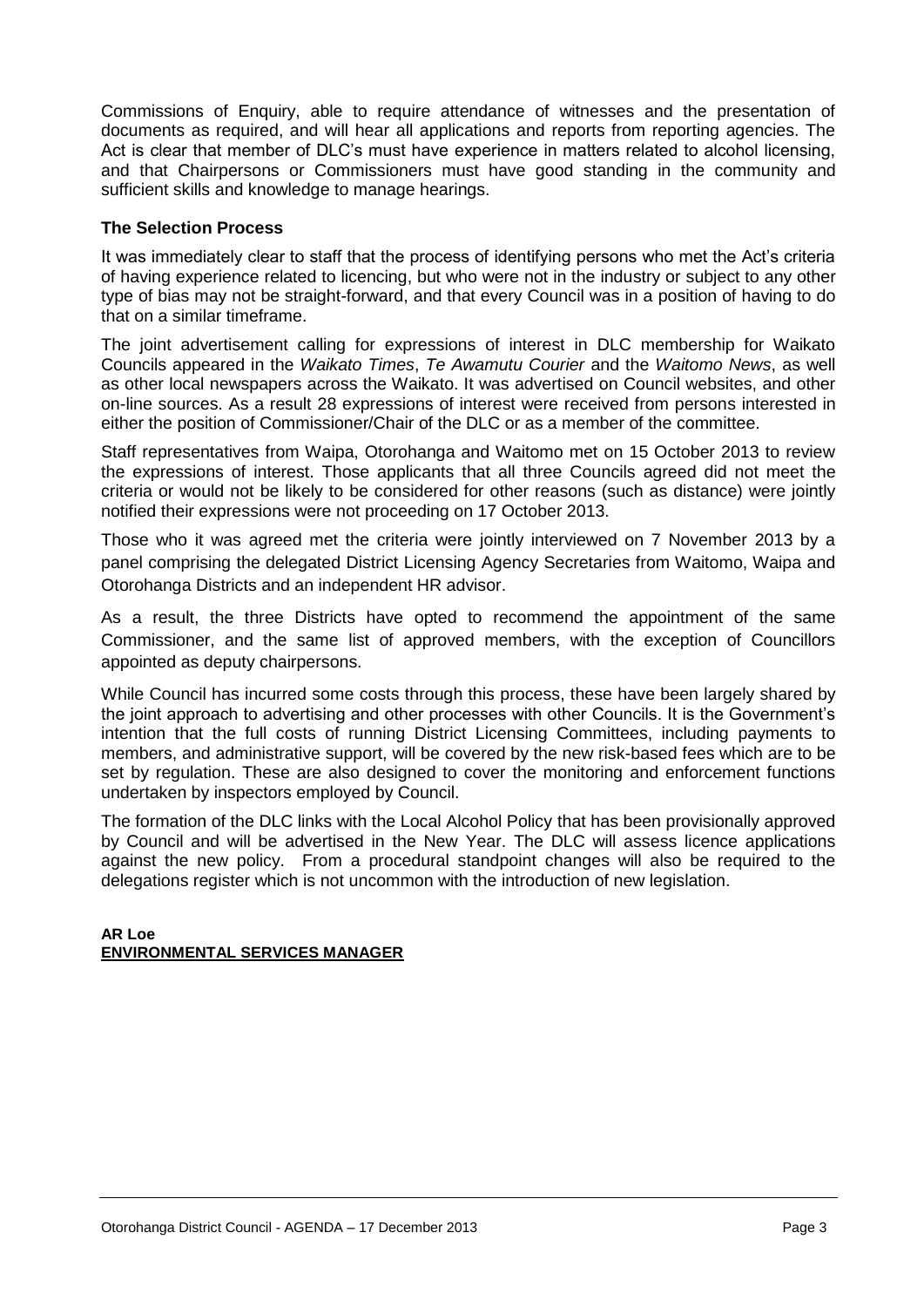Commissions of Enquiry, able to require attendance of witnesses and the presentation of documents as required, and will hear all applications and reports from reporting agencies. The Act is clear that member of DLC's must have experience in matters related to alcohol licensing, and that Chairpersons or Commissioners must have good standing in the community and sufficient skills and knowledge to manage hearings.

**The Selection Process**

It was immediately clear to staff that the process of identifying persons who met the Act's criteria of having experience related to licencing, but who were not in the industry or subject to any other type of bias may not be straight-forward, and that every Council was in a position of having to do that on a similar timeframe.

The joint advertisement calling for expressions of interest in DLC membership for Waikato Councils appeared in the *Waikato Times*, *Te Awamutu Courier* and the *Waitomo News*, as well as other local newspapers across the Waikato. It was advertised on Council websites, and other on-line sources. As a result 28 expressions of interest were received from persons interested in either the position of Commissioner/Chair of the DLC or as a member of the committee.

Staff representatives from Waipa, Otorohanga and Waitomo met on 15 October 2013 to review the expressions of interest. Those applicants that all three Councils agreed did not meet the criteria or would not be likely to be considered for other reasons (such as distance) were jointly notified their expressions were not proceeding on 17 October 2013.

Those who it was agreed met the criteria were jointly interviewed on 7 November 2013 by a panel comprising the delegated District Licensing Agency Secretaries from Waitomo, Waipa and Otorohanga Districts and an independent HR advisor.

As a result, the three Districts have opted to recommend the appointment of the same Commissioner, and the same list of approved members, with the exception of Councillors appointed as deputy chairpersons.

While Council has incurred some costs through this process, these have been largely shared by the joint approach to advertising and other processes with other Councils. It is the Government's intention that the full costs of running District Licensing Committees, including payments to members, and administrative support, will be covered by the new risk-based fees which are to be set by regulation. These are also designed to cover the monitoring and enforcement functions undertaken by inspectors employed by Council.

The formation of the DLC links with the Local Alcohol Policy that has been provisionally approved by Council and will be advertised in the New Year. The DLC will assess licence applications against the new policy. From a procedural standpoint changes will also be required to the delegations register which is not uncommon with the introduction of new legislation.

**AR Loe**
**ENVIRONMENTAL SERVICES MANAGER**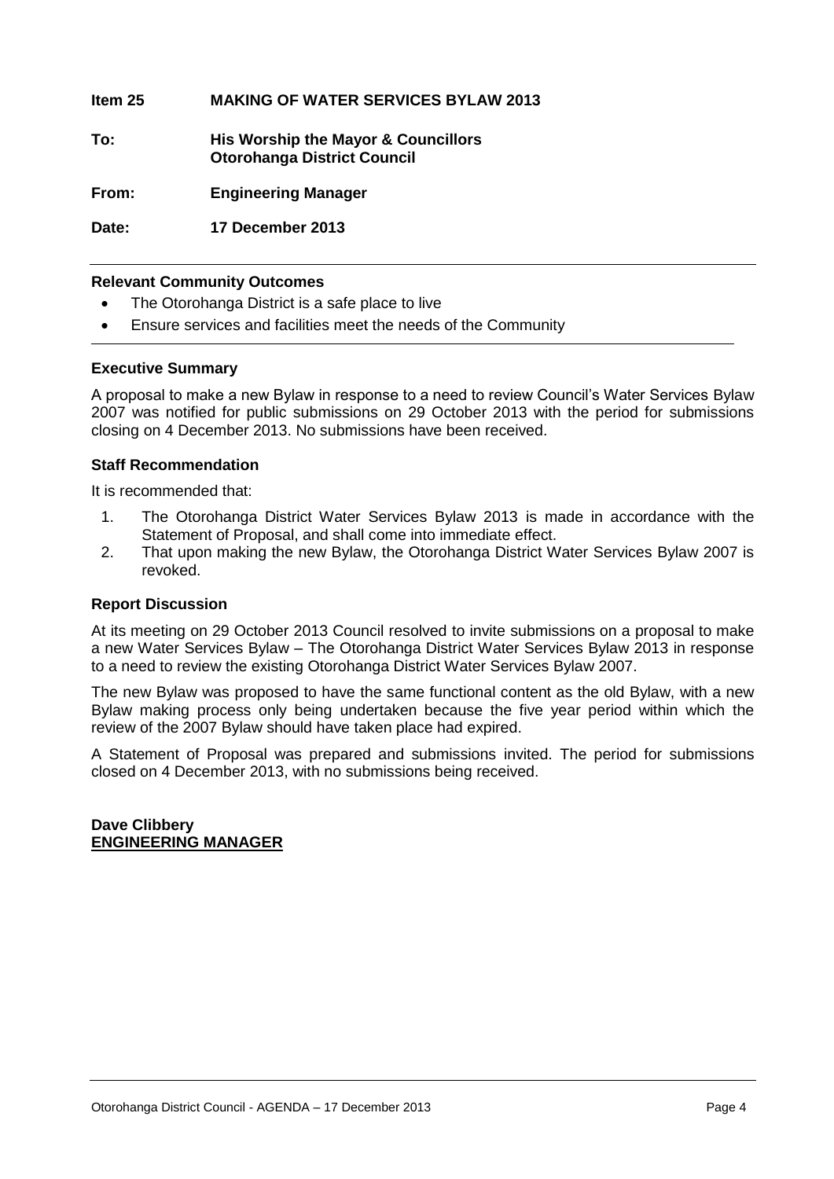**Item 25 MAKING OF WATER SERVICES BYLAW 2013**

**To: His Worship the Mayor & Councillors**
**Otorohanga District Council**

**From: Engineering Manager**

**Date: 17 December 2013**

---

**Relevant Community Outcomes**

- The Otorohanga District is a safe place to live
- Ensure services and facilities meet the needs of the Community

---

**Executive Summary**

A proposal to make a new Bylaw in response to a need to review Council's Water Services Bylaw 2007 was notified for public submissions on 29 October 2013 with the period for submissions closing on 4 December 2013. No submissions have been received.

**Staff Recommendation**

It is recommended that:

1. The Otorohanga District Water Services Bylaw 2013 is made in accordance with the Statement of Proposal, and shall come into immediate effect.
2. That upon making the new Bylaw, the Otorohanga District Water Services Bylaw 2007 is revoked.

**Report Discussion**

At its meeting on 29 October 2013 Council resolved to invite submissions on a proposal to make a new Water Services Bylaw – The Otorohanga District Water Services Bylaw 2013 in response to a need to review the existing Otorohanga District Water Services Bylaw 2007.

The new Bylaw was proposed to have the same functional content as the old Bylaw, with a new Bylaw making process only being undertaken because the five year period within which the review of the 2007 Bylaw should have taken place had expired.

A Statement of Proposal was prepared and submissions invited. The period for submissions closed on 4 December 2013, with no submissions being received.

**Dave Clibbery**
**ENGINEERING MANAGER**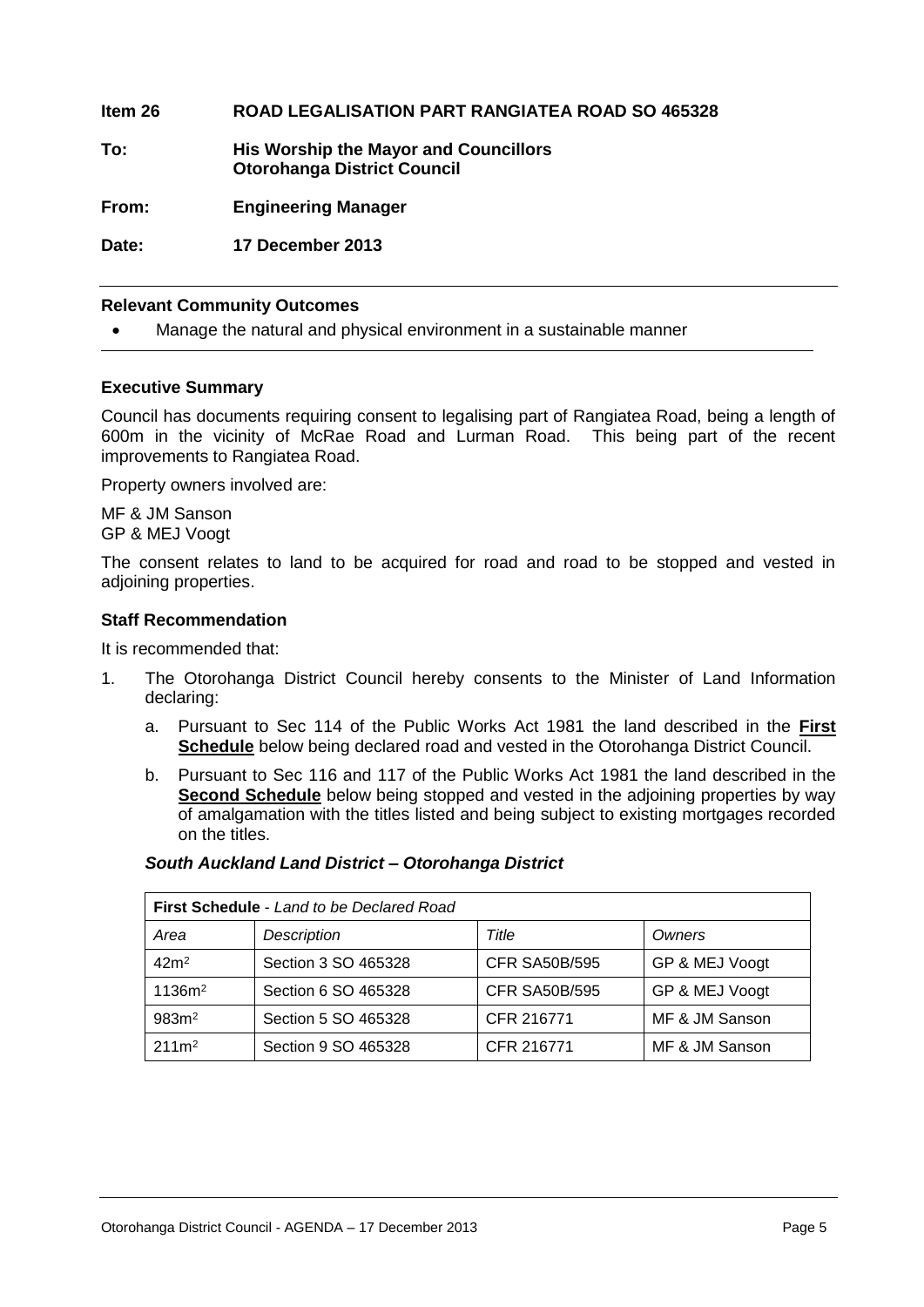**Item 26 ROAD LEGALISATION PART RANGIATEA ROAD SO 465328**

**To: His Worship the Mayor and Councillors**
**Otorohanga District Council**

**From: Engineering Manager**

**Date: 17 December 2013**

---

**Relevant Community Outcomes**

- Manage the natural and physical environment in a sustainable manner

---

**Executive Summary**

Council has documents requiring consent to legalising part of Rangiatea Road, being a length of 600m in the vicinity of McRae Road and Lurman Road. This being part of the recent improvements to Rangiatea Road.

Property owners involved are:

MF & JM Sanson
GP & MEJ Voogt

The consent relates to land to be acquired for road and road to be stopped and vested in adjoining properties.

**Staff Recommendation**

It is recommended that:

1. The Otorohanga District Council hereby consents to the Minister of Land Information declaring:

   a. Pursuant to Sec 114 of the Public Works Act 1981 the land described in the **First Schedule** below being declared road and vested in the Otorohanga District Council.

   b. Pursuant to Sec 116 and 117 of the Public Works Act 1981 the land described in the **Second Schedule** below being stopped and vested in the adjoining properties by way of amalgamation with the titles listed and being subject to existing mortgages recorded on the titles.

***South Auckland Land District – Otorohanga District***

| **First Schedule** - *Land to be Declared Road* | | | |
|---|---|---|---|
| *Area* | *Description* | *Title* | *Owners* |
| 42m$^2$ | Section 3 SO 465328 | CFR SA50B/595 | GP & MEJ Voogt |
| 1136m$^2$ | Section 6 SO 465328 | CFR SA50B/595 | GP & MEJ Voogt |
| 983m$^2$ | Section 5 SO 465328 | CFR 216771 | MF & JM Sanson |
| 211m$^2$ | Section 9 SO 465328 | CFR 216771 | MF & JM Sanson |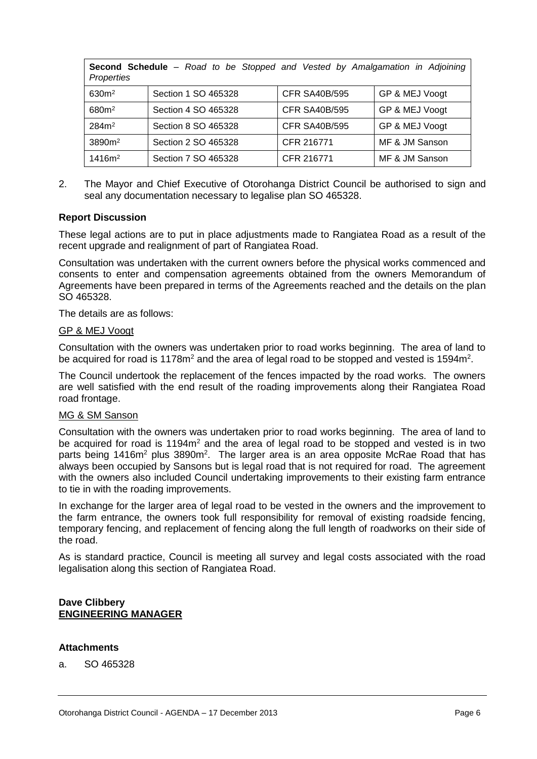| **Second Schedule** – *Road to be Stopped and Vested by Amalgamation in Adjoining Properties* | | | |
|---|---|---|---|
| 630m$^2$ | Section 1 SO 465328 | CFR SA40B/595 | GP & MEJ Voogt |
| 680m$^2$ | Section 4 SO 465328 | CFR SA40B/595 | GP & MEJ Voogt |
| 284m$^2$ | Section 8 SO 465328 | CFR SA40B/595 | GP & MEJ Voogt |
| 3890m$^2$ | Section 2 SO 465328 | CFR 216771 | MF & JM Sanson |
| 1416m$^2$ | Section 7 SO 465328 | CFR 216771 | MF & JM Sanson |

2. The Mayor and Chief Executive of Otorohanga District Council be authorised to sign and seal any documentation necessary to legalise plan SO 465328.

**Report Discussion**

These legal actions are to put in place adjustments made to Rangiatea Road as a result of the recent upgrade and realignment of part of Rangiatea Road.

Consultation was undertaken with the current owners before the physical works commenced and consents to enter and compensation agreements obtained from the owners Memorandum of Agreements have been prepared in terms of the Agreements reached and the details on the plan SO 465328.

The details are as follows:

GP & MEJ Voogt

Consultation with the owners was undertaken prior to road works beginning. The area of land to be acquired for road is 1178m$^2$ and the area of legal road to be stopped and vested is 1594m$^2$.

The Council undertook the replacement of the fences impacted by the road works. The owners are well satisfied with the end result of the roading improvements along their Rangiatea Road road frontage.

MG & SM Sanson

Consultation with the owners was undertaken prior to road works beginning. The area of land to be acquired for road is 1194m$^2$ and the area of legal road to be stopped and vested is in two parts being 1416m$^2$ plus 3890m$^2$. The larger area is an area opposite McRae Road that has always been occupied by Sansons but is legal road that is not required for road. The agreement with the owners also included Council undertaking improvements to their existing farm entrance to tie in with the roading improvements.

In exchange for the larger area of legal road to be vested in the owners and the improvement to the farm entrance, the owners took full responsibility for removal of existing roadside fencing, temporary fencing, and replacement of fencing along the full length of roadworks on their side of the road.

As is standard practice, Council is meeting all survey and legal costs associated with the road legalisation along this section of Rangiatea Road.

**Dave Clibbery**
**ENGINEERING MANAGER**

**Attachments**

a. SO 465328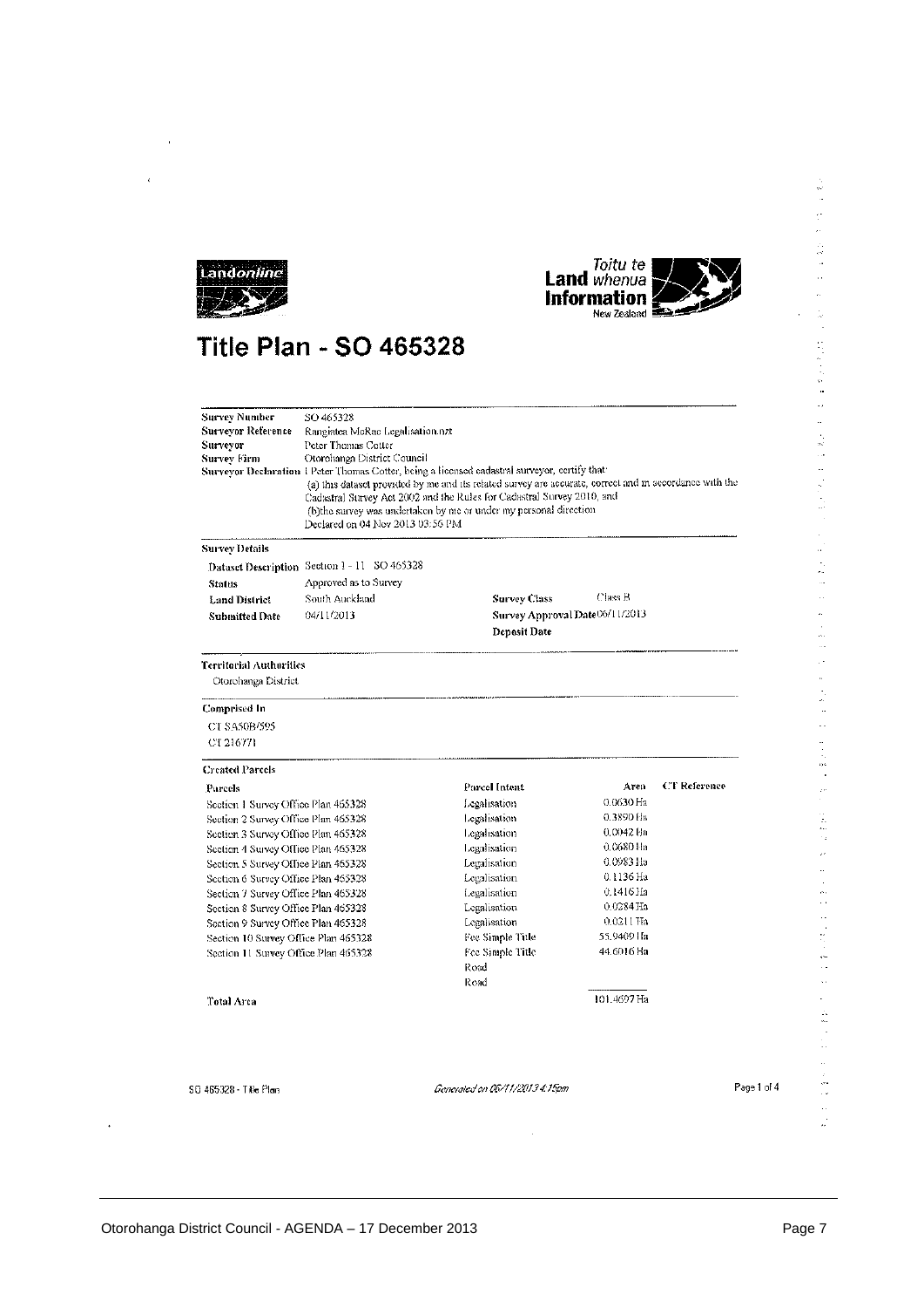Landonline

Toitu te Land whenua Information New Zealand

# Title Plan - SO 465328

| | |
|---|---|
| **Survey Number** | SO 465328 |
| **Surveyor Reference** | Rangiatea McRae Legalisation.nzt |
| **Surveyor** | Peter Thomas Cotter |
| **Survey Firm** | Otorohanga District Council |
| **Surveyor Declaration** | I Peter Thomas Cotter, being a licensed cadastral surveyor, certify that: (a) this dataset provided by me and its related survey are accurate, correct and in accordance with the Cadastral Survey Act 2002 and the Rules for Cadastral Survey 2010, and (b)the survey was undertaken by me or under my personal direction Declared on 04 Nov 2013 03:56 PM |

**Survey Details**

| | | | |
|---|---|---|---|
| **Dataset Description** | Section 1 - 11 SO 465328 | | |
| **Status** | Approved as to Survey | | |
| **Land District** | South Auckland | **Survey Class** | Class B |
| **Submitted Date** | 04/11/2013 | **Survey Approval Date** | 06/11/2013 |
| | | **Deposit Date** | |

**Territorial Authorities**

Otorohanga District

**Comprised In**

CT SA50B/595

CT 216771

**Created Parcels**

| Parcels | Parcel Intent | Area | CT Reference |
|---|---|---|---|
| Section 1 Survey Office Plan 465328 | Legalisation | 0.0630 Ha | |
| Section 2 Survey Office Plan 465328 | Legalisation | 0.3890 Ha | |
| Section 3 Survey Office Plan 465328 | Legalisation | 0.0042 Ha | |
| Section 4 Survey Office Plan 465328 | Legalisation | 0.0680 Ha | |
| Section 5 Survey Office Plan 465328 | Legalisation | 0.0983 Ha | |
| Section 6 Survey Office Plan 465328 | Legalisation | 0.1136 Ha | |
| Section 7 Survey Office Plan 465328 | Legalisation | 0.1416 Ha | |
| Section 8 Survey Office Plan 465328 | Legalisation | 0.0284 Ha | |
| Section 9 Survey Office Plan 465328 | Legalisation | 0.0211 Ha | |
| Section 10 Survey Office Plan 465328 | Fee Simple Title | 55.9409 Ha | |
| Section 11 Survey Office Plan 465328 | Fee Simple Title | 44.6016 Ha | |
| | Road | | |
| | Road | | |
| **Total Area** | | 101.4697 Ha | |

SO 465328 - Title Plan    *Generated on 06/11/2013 4:15pm*    Page 1 of 4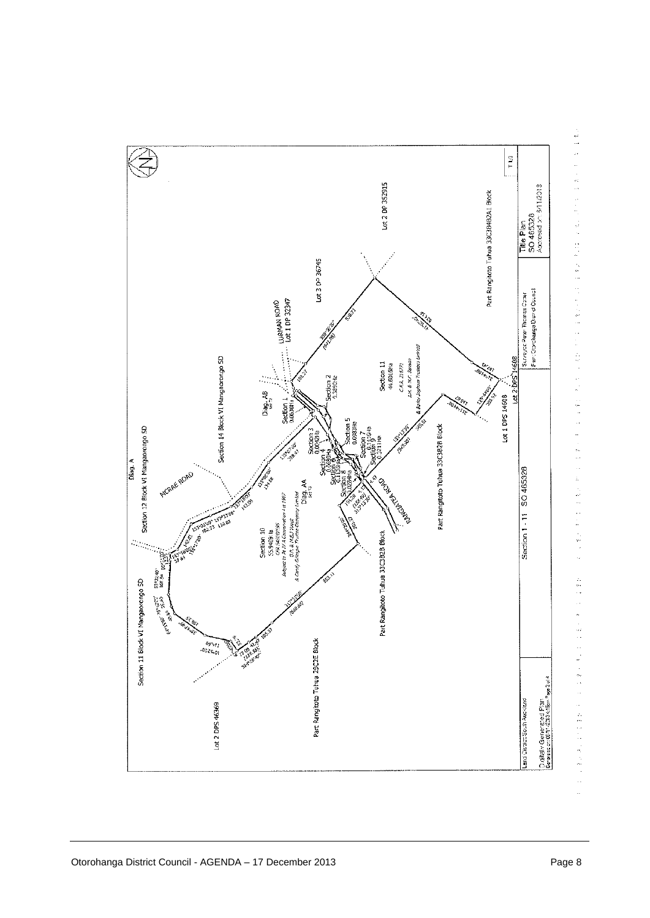Diag. A

Section 12 Block VI Mangaorongo SD

Section 11 Block VI Mangaorongo SD

Section 14 Block VI Mangaorongo SD

MCRAE ROAD

LURMAN ROAD
Lot 1 DP 32347

Lot 3 DP 36745

Lot 2 DP 352915

Part Rangitoto Tuhua 33C3B4B2A1 Block

Lot 2 DPS 46369

Part Rangitoto Tuhua 29C2E Block

Part Rangitoto Tuhua 33C3B2B Block

Section 10
55.9409Ha

Section 11
44.6016Ha

Section 1
0.6030Ha

Section 2
0.5050Ha

Section 3
0.0404Ha

Section 4
0.0680Ha

Section 5
0.0933Ha

Section 7

Section 8

Section 9
0.2213Ha

Diag. AB

Diag. AA

RANGIATEA ROAD

Lot 1 DPS 14608

Lot 2 DPS 14608

Section 1 - 11 SO 465328

T1/3

Land District South Auckland

Digitally Generated Plan

Surveyor: Peter Thomas Culver

Firm: Otorohanga District Council

Title Plan
SO 465328
Approved on 6/11/2013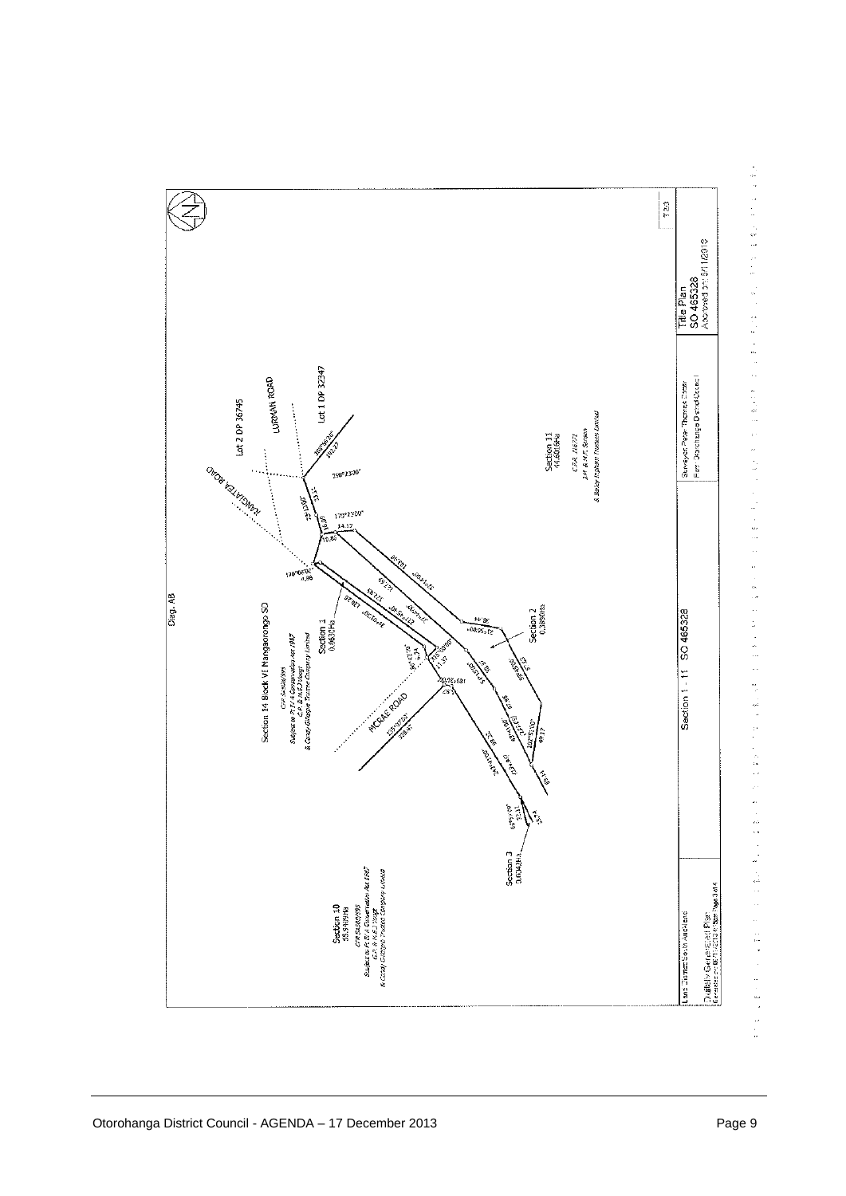Diag. AB

Section 14 Block VI Mangaorongo SD

CFR SA50A/394

Subject to Pt IV A Conservation Act 1987

C.P. & H.E.J Voigt

& Craig Gillespie Trustee Company Limited

Section 1
0.0630Ha

Section 2
0.3690Ha

Section 3
0.0343Ha

Section 10
55.9169Ha

CFR SA50A/395

Subject to Pt IV A Conservation Act 1987

C.P. & H.E.J Voigt

& Craig Gillespie Trustee Company Limited

Section 11
44.6019Ha

CFR 71872

J.M. & M.E. Benson

& Bailey Ingham Trustees Limited

KANGIATEA ROAD

LURMAN ROAD

MCRAE ROAD

Lot 2 DP 36745

Lot 1 DP 32347

| Land District: South Auckland | Section 1 - 11 SO 465328 | Surveyor: Peter Thomas Clerke | Title Plan SO 465328 |
|---|---|---|---|
| Digitally Generated Plan | | Firm: Otorohanga District Council | Approved on 5/11/2013 |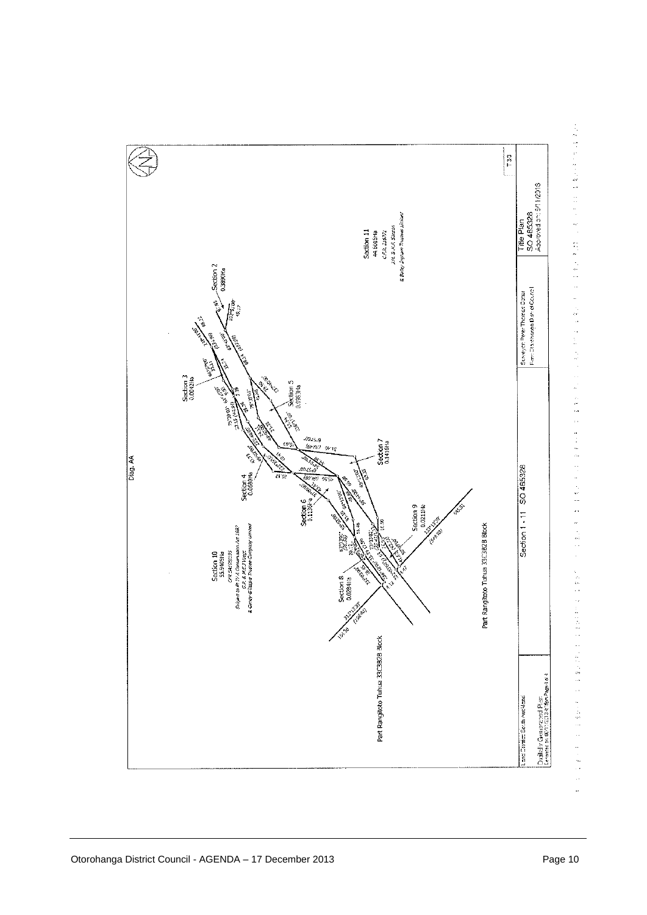Diag. AA

Section 2
0.3890Ha

Section 3
0.0042Ha

Section 5
0.0983Ha

Section 4
0.0680Ha

Section 7
0.1416Ha

Section 6
0.1136Ha

Section 9
0.0211Ha

Section 8
0.0284Ha

Section 10
53.9409Ha
CFR SA38B/395
Subject to Pt IV A Conservation Act 1987
G.P. & M.E.J Voigt
& Grover & Voigt Trustee Company Limited

Section 11
44.8015Ha
CFR 226572
J.K. & J.K.K. Stewart
& Bailey Ingham Trustees Limited

Part Rangitoto Tuhua 33C3B2B Block

Part Rangitoto Tuhua 33C3B2B Block

Section 1 - 11 SO 465328

T33

| Land District: South Auckland | Surveyor: Peter Thomas Corral<br>Firm: Otorohanga District Council | Title Plan<br>SO 465328<br>Approved on 5/11/2013 |
|---|---|---|
| Digitally Generated Plan<br>Generated on 6/11/2013 | | |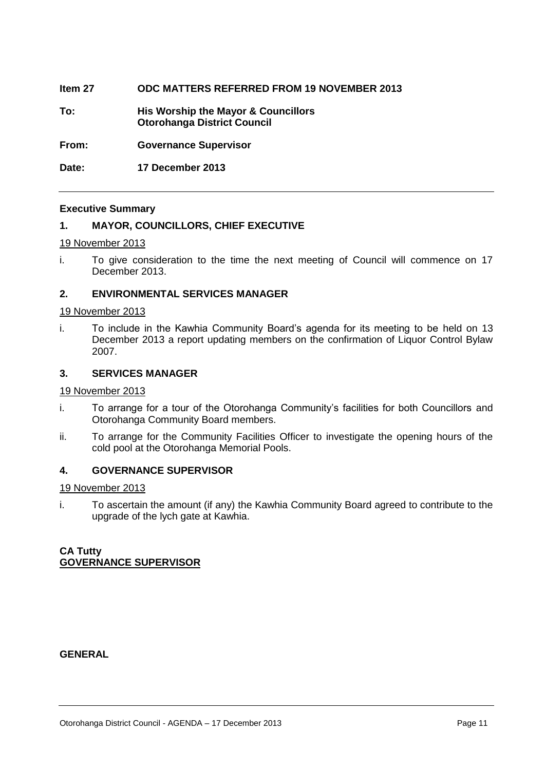**Item 27 ODC MATTERS REFERRED FROM 19 NOVEMBER 2013**

**To:** **His Worship the Mayor & Councillors**
**Otorohanga District Council**

**From:** **Governance Supervisor**

**Date:** **17 December 2013**

---

**Executive Summary**

**1. MAYOR, COUNCILLORS, CHIEF EXECUTIVE**

19 November 2013

i. To give consideration to the time the next meeting of Council will commence on 17 December 2013.

**2. ENVIRONMENTAL SERVICES MANAGER**

19 November 2013

i. To include in the Kawhia Community Board's agenda for its meeting to be held on 13 December 2013 a report updating members on the confirmation of Liquor Control Bylaw 2007.

**3. SERVICES MANAGER**

19 November 2013

i. To arrange for a tour of the Otorohanga Community's facilities for both Councillors and Otorohanga Community Board members.

ii. To arrange for the Community Facilities Officer to investigate the opening hours of the cold pool at the Otorohanga Memorial Pools.

**4. GOVERNANCE SUPERVISOR**

19 November 2013

i. To ascertain the amount (if any) the Kawhia Community Board agreed to contribute to the upgrade of the lych gate at Kawhia.

**CA Tutty**
**GOVERNANCE SUPERVISOR**

**GENERAL**